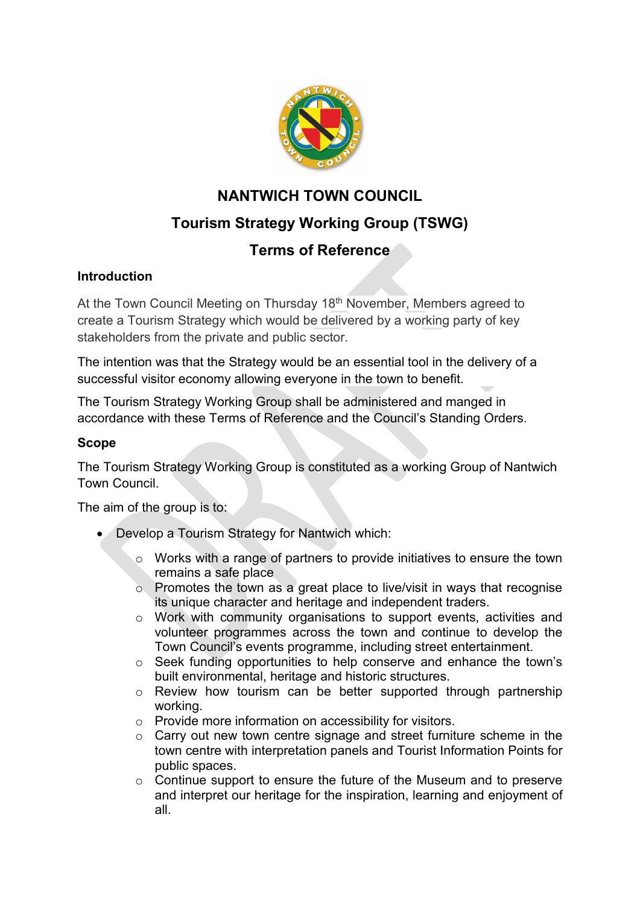# NANTWICH TOWN COUNCIL

## Tourism Strategy Working Group (TSWG)

## Terms of Reference

### Introduction

At the Town Council Meeting on Thursday 18th November, Members agreed to create a Tourism Strategy which would be delivered by a working party of key stakeholders from the private and public sector.

The intention was that the Strategy would be an essential tool in the delivery of a successful visitor economy allowing everyone in the town to benefit.

The Tourism Strategy Working Group shall be administered and manged in accordance with these Terms of Reference and the Council's Standing Orders.

### Scope

The Tourism Strategy Working Group is constituted as a working Group of Nantwich Town Council.

The aim of the group is to:

- Develop a Tourism Strategy for Nantwich which:
  - Works with a range of partners to provide initiatives to ensure the town remains a safe place
  - Promotes the town as a great place to live/visit in ways that recognise its unique character and heritage and independent traders.
  - Work with community organisations to support events, activities and volunteer programmes across the town and continue to develop the Town Council's events programme, including street entertainment.
  - Seek funding opportunities to help conserve and enhance the town's built environmental, heritage and historic structures.
  - Review how tourism can be better supported through partnership working.
  - Provide more information on accessibility for visitors.
  - Carry out new town centre signage and street furniture scheme in the town centre with interpretation panels and Tourist Information Points for public spaces.
  - Continue support to ensure the future of the Museum and to preserve and interpret our heritage for the inspiration, learning and enjoyment of all.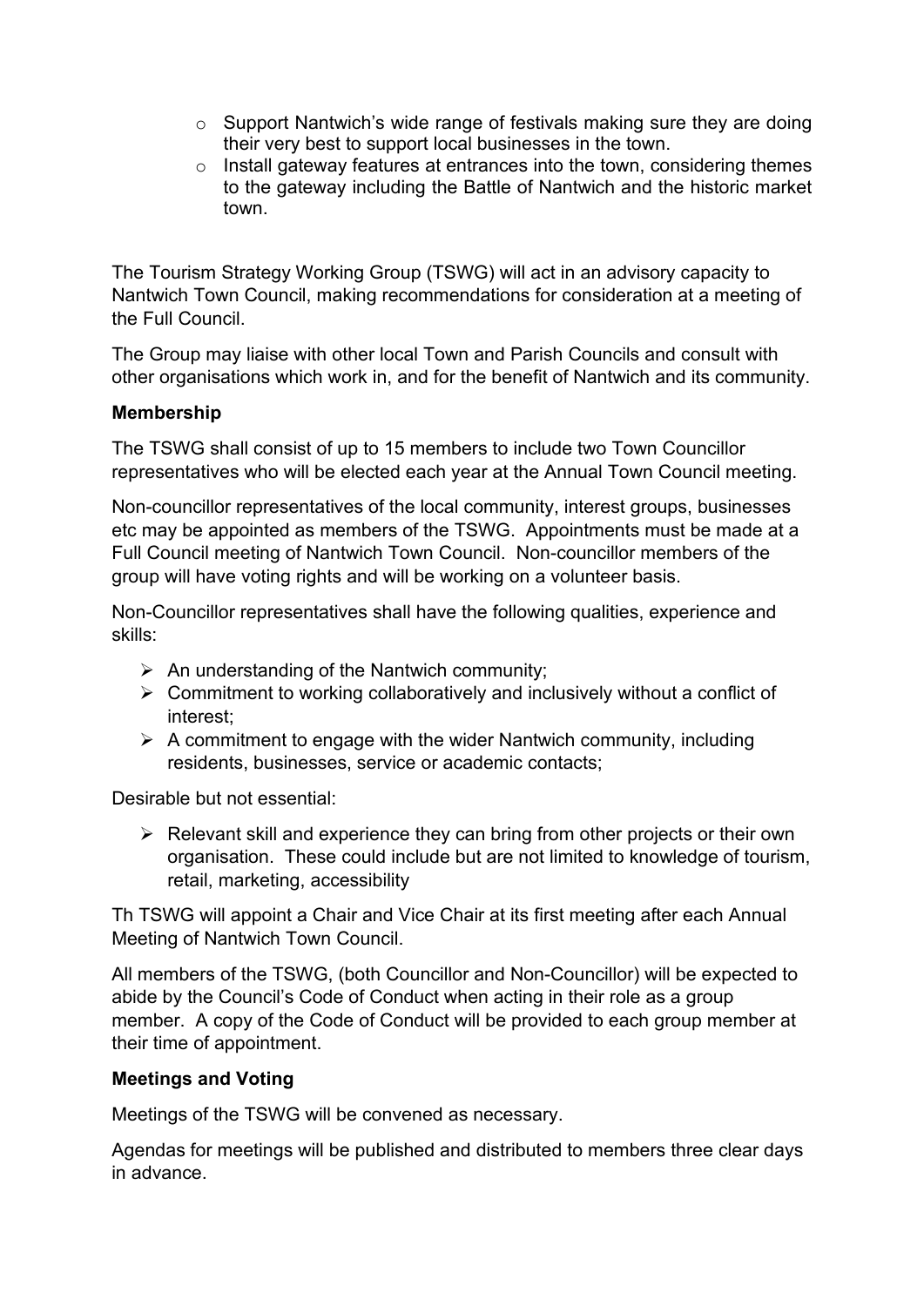- Support Nantwich's wide range of festivals making sure they are doing their very best to support local businesses in the town.
- Install gateway features at entrances into the town, considering themes to the gateway including the Battle of Nantwich and the historic market town.

The Tourism Strategy Working Group (TSWG) will act in an advisory capacity to Nantwich Town Council, making recommendations for consideration at a meeting of the Full Council.

The Group may liaise with other local Town and Parish Councils and consult with other organisations which work in, and for the benefit of Nantwich and its community.

**Membership**

The TSWG shall consist of up to 15 members to include two Town Councillor representatives who will be elected each year at the Annual Town Council meeting.

Non-councillor representatives of the local community, interest groups, businesses etc may be appointed as members of the TSWG. Appointments must be made at a Full Council meeting of Nantwich Town Council. Non-councillor members of the group will have voting rights and will be working on a volunteer basis.

Non-Councillor representatives shall have the following qualities, experience and skills:

- An understanding of the Nantwich community;
- Commitment to working collaboratively and inclusively without a conflict of interest;
- A commitment to engage with the wider Nantwich community, including residents, businesses, service or academic contacts;

Desirable but not essential:

- Relevant skill and experience they can bring from other projects or their own organisation. These could include but are not limited to knowledge of tourism, retail, marketing, accessibility

Th TSWG will appoint a Chair and Vice Chair at its first meeting after each Annual Meeting of Nantwich Town Council.

All members of the TSWG, (both Councillor and Non-Councillor) will be expected to abide by the Council's Code of Conduct when acting in their role as a group member. A copy of the Code of Conduct will be provided to each group member at their time of appointment.

**Meetings and Voting**

Meetings of the TSWG will be convened as necessary.

Agendas for meetings will be published and distributed to members three clear days in advance.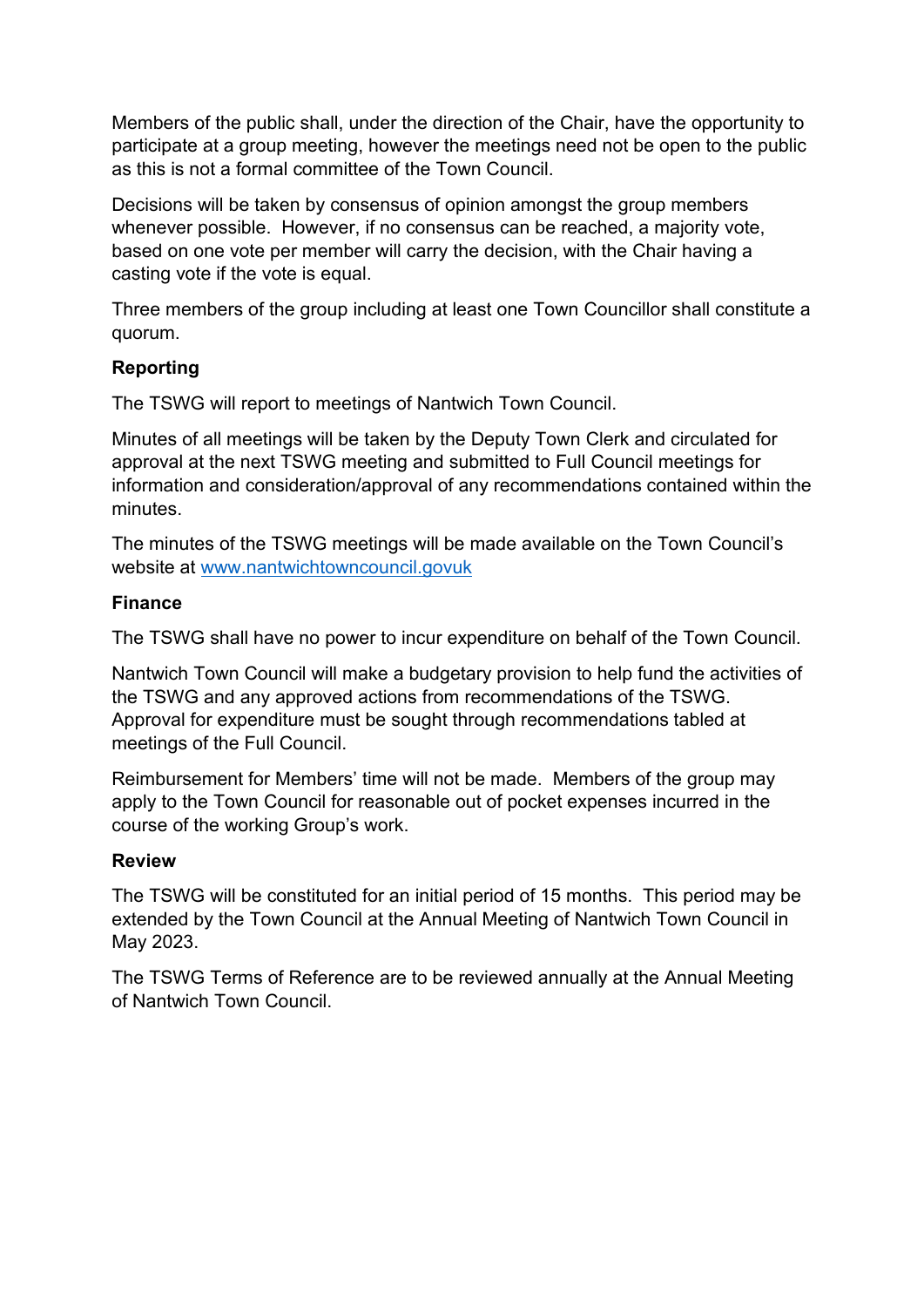Members of the public shall, under the direction of the Chair, have the opportunity to participate at a group meeting, however the meetings need not be open to the public as this is not a formal committee of the Town Council.

Decisions will be taken by consensus of opinion amongst the group members whenever possible. However, if no consensus can be reached, a majority vote, based on one vote per member will carry the decision, with the Chair having a casting vote if the vote is equal.

Three members of the group including at least one Town Councillor shall constitute a quorum.

**Reporting**

The TSWG will report to meetings of Nantwich Town Council.

Minutes of all meetings will be taken by the Deputy Town Clerk and circulated for approval at the next TSWG meeting and submitted to Full Council meetings for information and consideration/approval of any recommendations contained within the minutes.

The minutes of the TSWG meetings will be made available on the Town Council's website at [www.nantwichtowncouncil.govuk](www.nantwichtowncouncil.govuk)

**Finance**

The TSWG shall have no power to incur expenditure on behalf of the Town Council.

Nantwich Town Council will make a budgetary provision to help fund the activities of the TSWG and any approved actions from recommendations of the TSWG. Approval for expenditure must be sought through recommendations tabled at meetings of the Full Council.

Reimbursement for Members' time will not be made. Members of the group may apply to the Town Council for reasonable out of pocket expenses incurred in the course of the working Group's work.

**Review**

The TSWG will be constituted for an initial period of 15 months. This period may be extended by the Town Council at the Annual Meeting of Nantwich Town Council in May 2023.

The TSWG Terms of Reference are to be reviewed annually at the Annual Meeting of Nantwich Town Council.